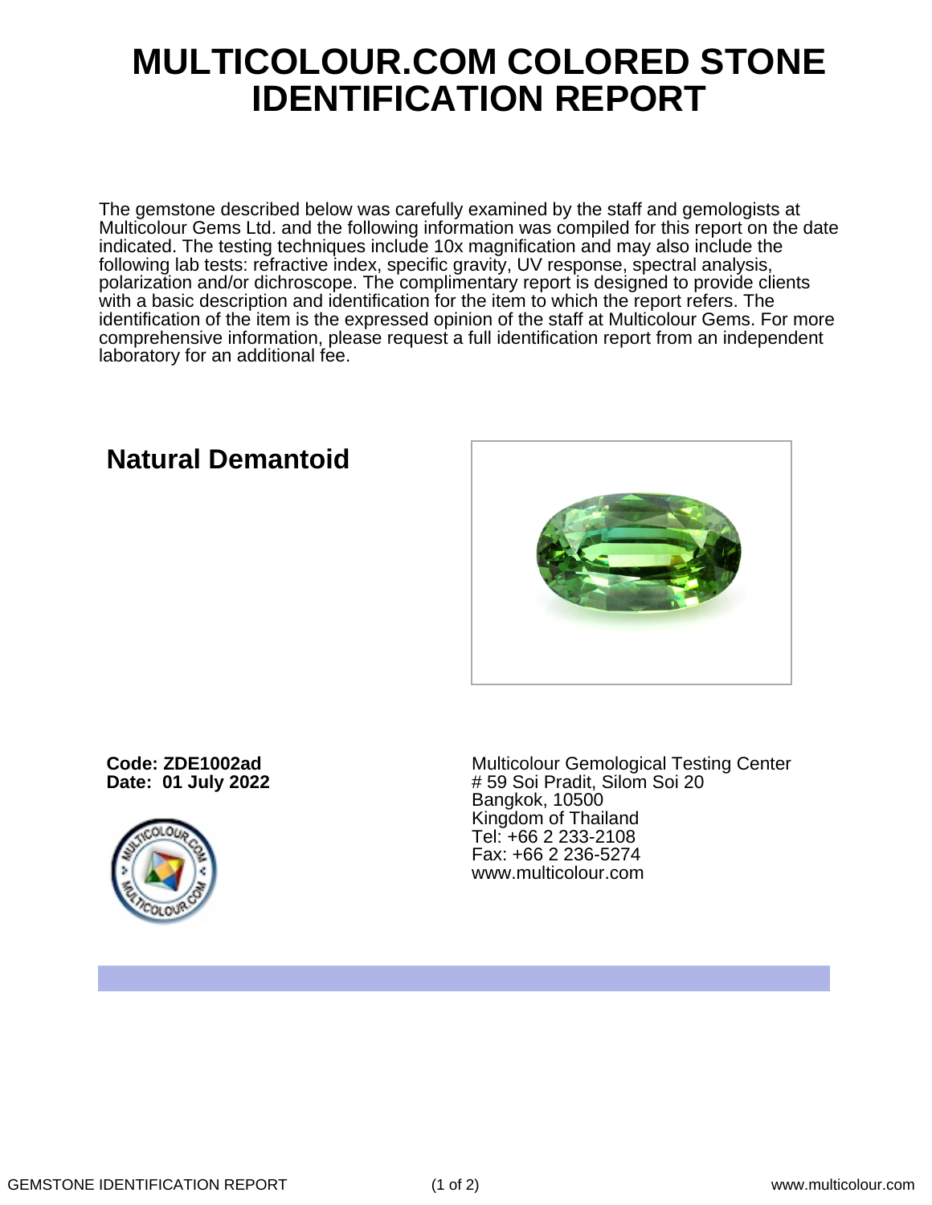# MULTICOLOUR.COM COLORED STONE IDENTIFICATION REPORT

The gemstone described below was carefully examined by the staff and gemologists at Multicolour Gems Ltd. and the following information was compiled for this report on the date indicated. The testing techniques include 10x magnification and may also include the following lab tests: refractive index, specific gravity, UV response, spectral analysis, polarization and/or dichroscope. The complimentary report is designed to provide clients with a basic description and identification for the item to which the report refers. The identification of the item is the expressed opinion of the staff at Multicolour Gems. For more comprehensive information, please request a full identification report from an independent laboratory for an additional fee.

## Natural Demantoid

**Code: ZDE1002ad**
**Date: 01 July 2022**

Multicolour Gemological Testing Center
# 59 Soi Pradit, Silom Soi 20
Bangkok, 10500
Kingdom of Thailand
Tel: +66 2 233-2108
Fax: +66 2 236-5274
www.multicolour.com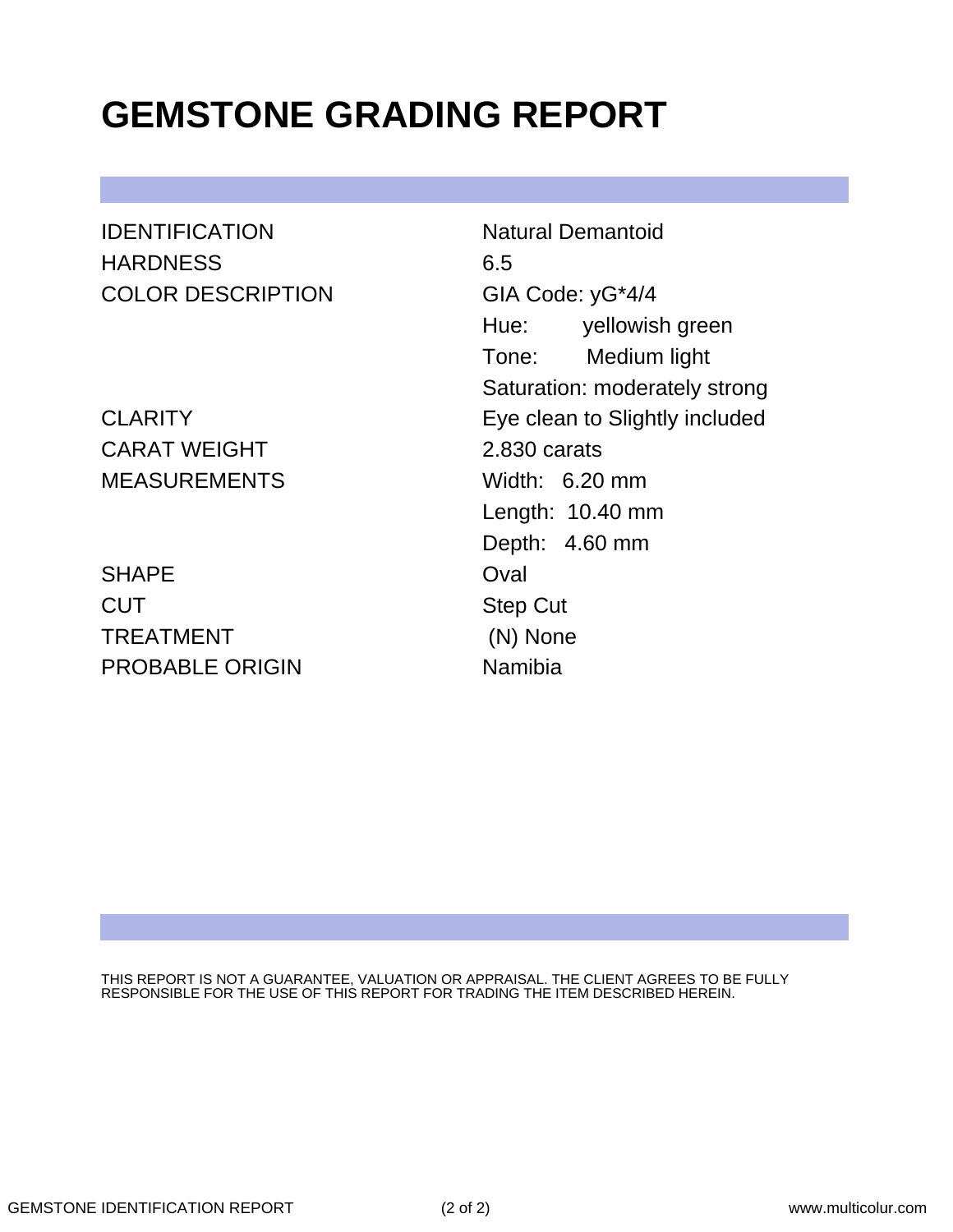# GEMSTONE GRADING REPORT

| | |
|---|---|
| IDENTIFICATION | Natural Demantoid |
| HARDNESS | 6.5 |
| COLOR DESCRIPTION | GIA Code: yG*4/4 |
| | Hue: yellowish green |
| | Tone: Medium light |
| | Saturation: moderately strong |
| CLARITY | Eye clean to Slightly included |
| CARAT WEIGHT | 2.830 carats |
| MEASUREMENTS | Width: 6.20 mm |
| | Length: 10.40 mm |
| | Depth: 4.60 mm |
| SHAPE | Oval |
| CUT | Step Cut |
| TREATMENT | (N) None |
| PROBABLE ORIGIN | Namibia |

THIS REPORT IS NOT A GUARANTEE, VALUATION OR APPRAISAL. THE CLIENT AGREES TO BE FULLY RESPONSIBLE FOR THE USE OF THIS REPORT FOR TRADING THE ITEM DESCRIBED HEREIN.